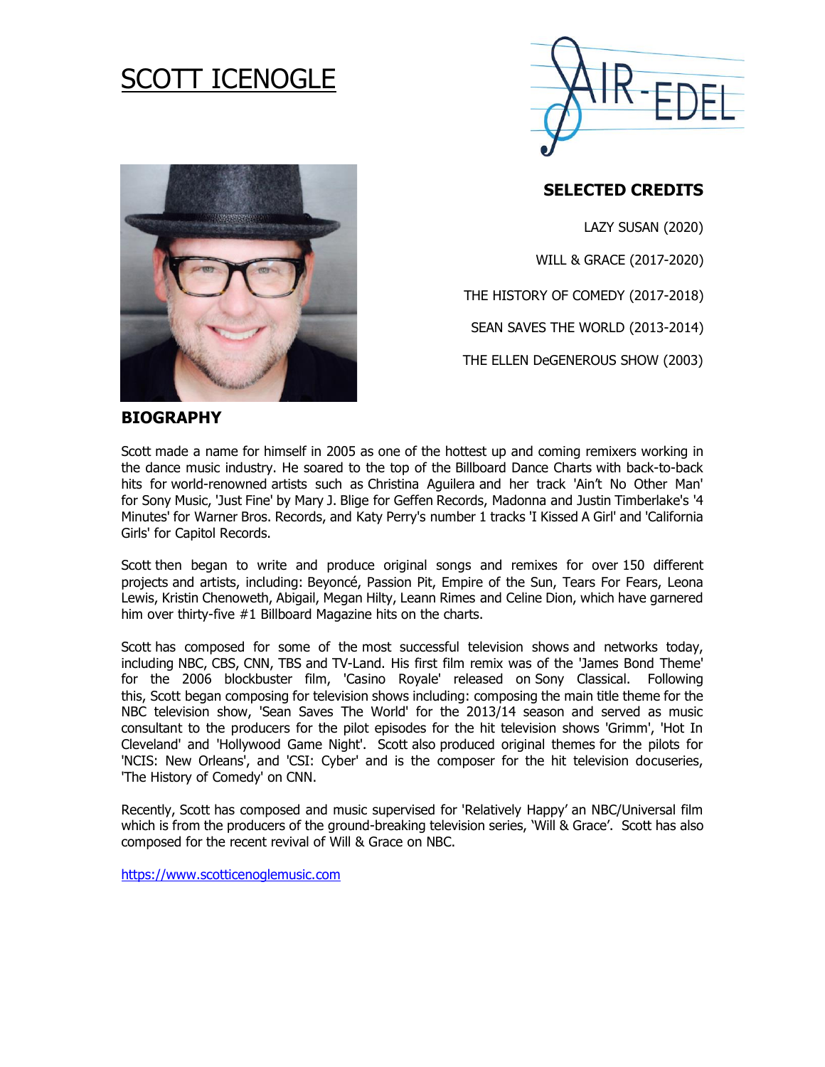# SCOTT ICENOGLE

## SELECTED CREDITS

LAZY SUSAN (2020)

WILL & GRACE (2017-2020)

THE HISTORY OF COMEDY (2017-2018)

SEAN SAVES THE WORLD (2013-2014)

THE ELLEN DeGENEROUS SHOW (2003)

## BIOGRAPHY

Scott made a name for himself in 2005 as one of the hottest up and coming remixers working in the dance music industry. He soared to the top of the Billboard Dance Charts with back-to-back hits for world-renowned artists such as Christina Aguilera and her track 'Ain't No Other Man' for Sony Music, 'Just Fine' by Mary J. Blige for Geffen Records, Madonna and Justin Timberlake's '4 Minutes' for Warner Bros. Records, and Katy Perry's number 1 tracks 'I Kissed A Girl' and 'California Girls' for Capitol Records.

Scott then began to write and produce original songs and remixes for over 150 different projects and artists, including: Beyoncé, Passion Pit, Empire of the Sun, Tears For Fears, Leona Lewis, Kristin Chenoweth, Abigail, Megan Hilty, Leann Rimes and Celine Dion, which have garnered him over thirty-five #1 Billboard Magazine hits on the charts.

Scott has composed for some of the most successful television shows and networks today, including NBC, CBS, CNN, TBS and TV-Land. His first film remix was of the 'James Bond Theme' for the 2006 blockbuster film, 'Casino Royale' released on Sony Classical. Following this, Scott began composing for television shows including: composing the main title theme for the NBC television show, 'Sean Saves The World' for the 2013/14 season and served as music consultant to the producers for the pilot episodes for the hit television shows 'Grimm', 'Hot In Cleveland' and 'Hollywood Game Night'. Scott also produced original themes for the pilots for 'NCIS: New Orleans', and 'CSI: Cyber' and is the composer for the hit television docuseries, 'The History of Comedy' on CNN.

Recently, Scott has composed and music supervised for 'Relatively Happy' an NBC/Universal film which is from the producers of the ground-breaking television series, 'Will & Grace'. Scott has also composed for the recent revival of Will & Grace on NBC.

https://www.scotticenoglemusic.com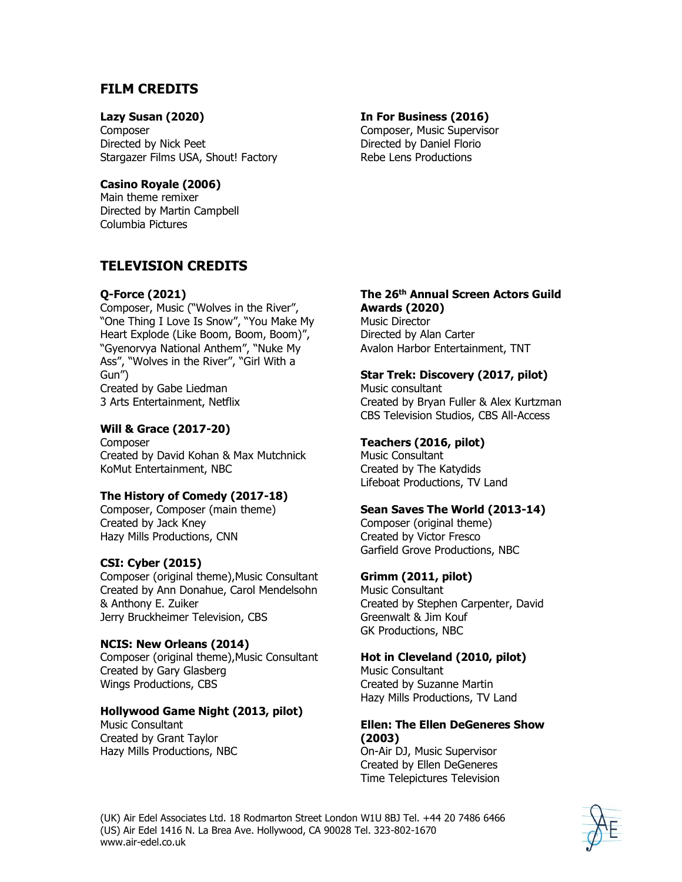## FILM CREDITS

**Lazy Susan (2020)**
Composer
Directed by Nick Peet
Stargazer Films USA, Shout! Factory

**In For Business (2016)**
Composer, Music Supervisor
Directed by Daniel Florio
Rebe Lens Productions

**Casino Royale (2006)**
Main theme remixer
Directed by Martin Campbell
Columbia Pictures

## TELEVISION CREDITS

**Q-Force (2021)**
Composer, Music ("Wolves in the River", "One Thing I Love Is Snow", "You Make My Heart Explode (Like Boom, Boom, Boom)", "Gyenorvya National Anthem", "Nuke My Ass", "Wolves in the River", "Girl With a Gun")
Created by Gabe Liedman
3 Arts Entertainment, Netflix

**Will & Grace (2017-20)**
Composer
Created by David Kohan & Max Mutchnick
KoMut Entertainment, NBC

**The History of Comedy (2017-18)**
Composer, Composer (main theme)
Created by Jack Kney
Hazy Mills Productions, CNN

**CSI: Cyber (2015)**
Composer (original theme),Music Consultant
Created by Ann Donahue, Carol Mendelsohn & Anthony E. Zuiker
Jerry Bruckheimer Television, CBS

**NCIS: New Orleans (2014)**
Composer (original theme),Music Consultant
Created by Gary Glasberg
Wings Productions, CBS

**Hollywood Game Night (2013, pilot)**
Music Consultant
Created by Grant Taylor
Hazy Mills Productions, NBC

**The 26th Annual Screen Actors Guild Awards (2020)**
Music Director
Directed by Alan Carter
Avalon Harbor Entertainment, TNT

**Star Trek: Discovery (2017, pilot)**
Music consultant
Created by Bryan Fuller & Alex Kurtzman
CBS Television Studios, CBS All-Access

**Teachers (2016, pilot)**
Music Consultant
Created by The Katydids
Lifeboat Productions, TV Land

**Sean Saves The World (2013-14)**
Composer (original theme)
Created by Victor Fresco
Garfield Grove Productions, NBC

**Grimm (2011, pilot)**
Music Consultant
Created by Stephen Carpenter, David Greenwalt & Jim Kouf
GK Productions, NBC

**Hot in Cleveland (2010, pilot)**
Music Consultant
Created by Suzanne Martin
Hazy Mills Productions, TV Land

**Ellen: The Ellen DeGeneres Show (2003)**
On-Air DJ, Music Supervisor
Created by Ellen DeGeneres
Time Telepictures Television

(UK) Air Edel Associates Ltd. 18 Rodmarton Street London W1U 8BJ Tel. +44 20 7486 6466
(US) Air Edel 1416 N. La Brea Ave. Hollywood, CA 90028 Tel. 323-802-1670
www.air-edel.co.uk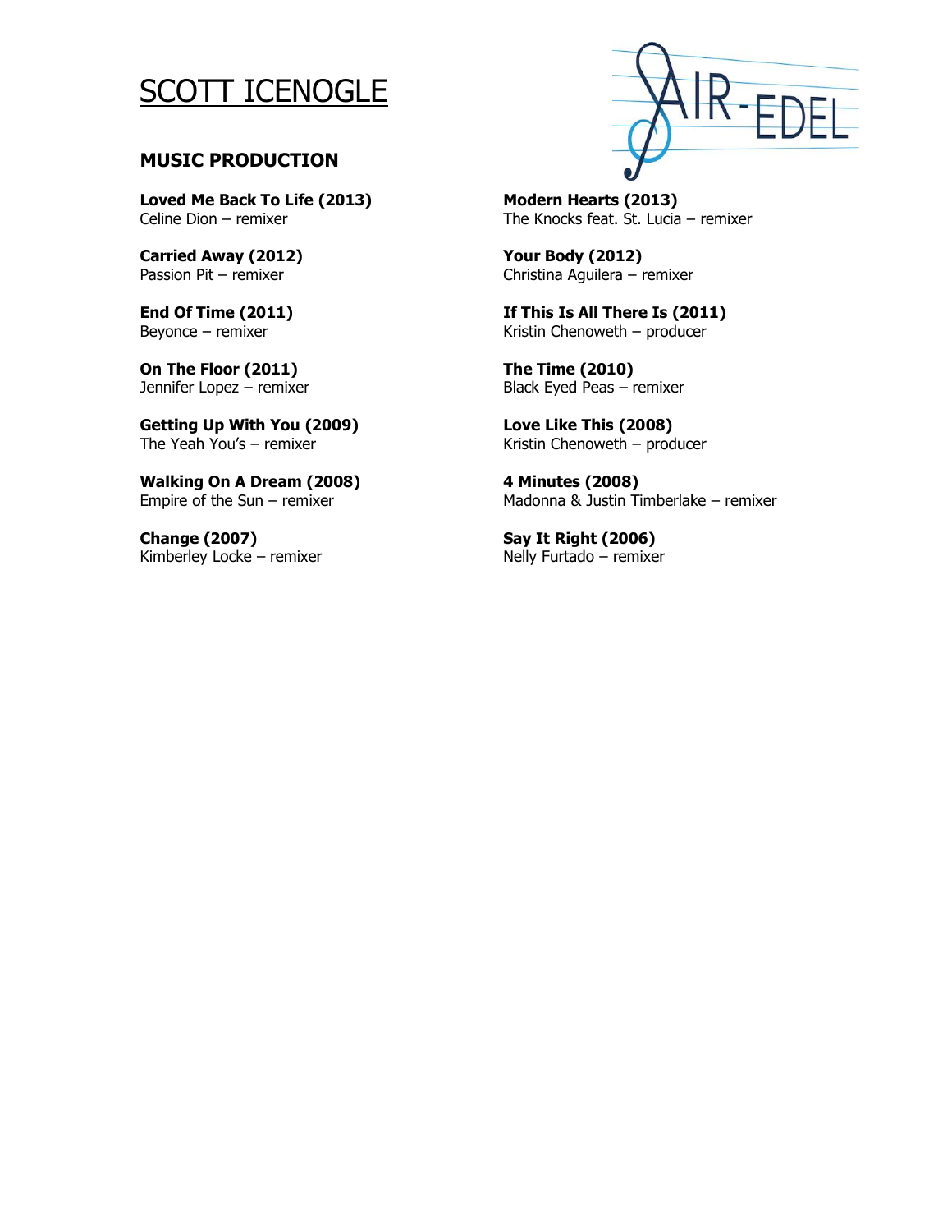# SCOTT ICENOGLE

## MUSIC PRODUCTION

**Loved Me Back To Life (2013)**
Celine Dion – remixer

**Carried Away (2012)**
Passion Pit – remixer

**End Of Time (2011)**
Beyonce – remixer

**On The Floor (2011)**
Jennifer Lopez – remixer

**Getting Up With You (2009)**
The Yeah You's – remixer

**Walking On A Dream (2008)**
Empire of the Sun – remixer

**Change (2007)**
Kimberley Locke – remixer

**Modern Hearts (2013)**
The Knocks feat. St. Lucia – remixer

**Your Body (2012)**
Christina Aguilera – remixer

**If This Is All There Is (2011)**
Kristin Chenoweth – producer

**The Time (2010)**
Black Eyed Peas – remixer

**Love Like This (2008)**
Kristin Chenoweth – producer

**4 Minutes (2008)**
Madonna & Justin Timberlake – remixer

**Say It Right (2006)**
Nelly Furtado – remixer